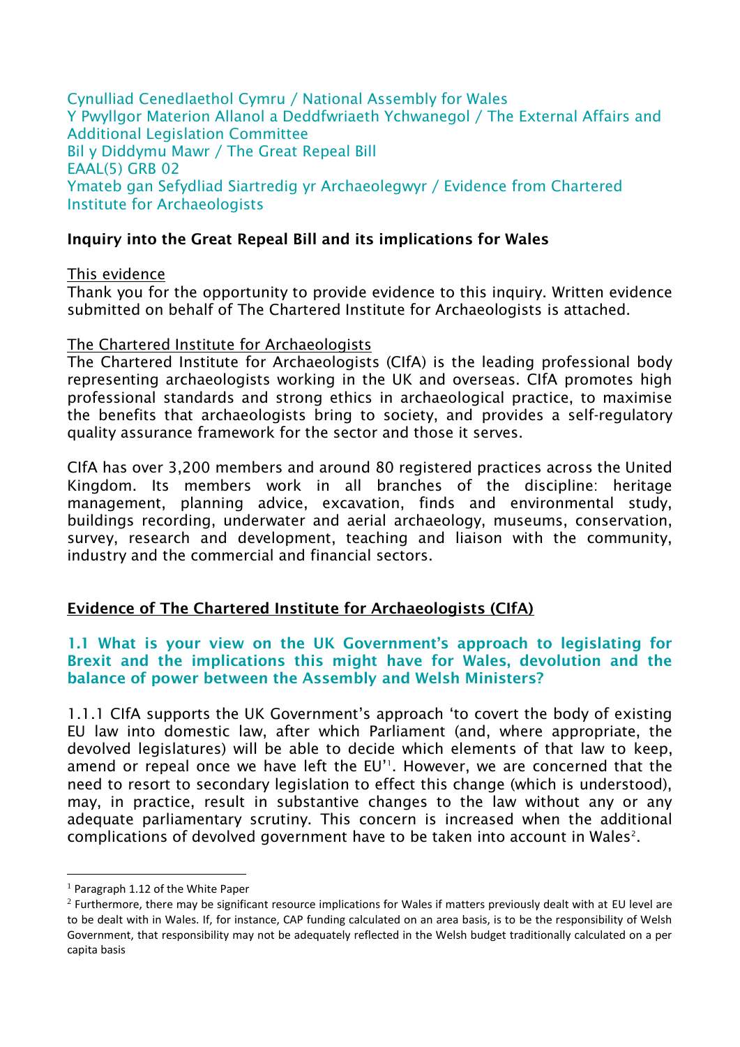Cynulliad Cenedlaethol Cymru / National Assembly for Wales
Y Pwyllgor Materion Allanol a Deddfwriaeth Ychwanegol / The External Affairs and Additional Legislation Committee
Bil y Diddymu Mawr / The Great Repeal Bill
EAAL(5) GRB 02
Ymateb gan Sefydliad Siartredig yr Archaeolegwyr / Evidence from Chartered Institute for Archaeologists

**Inquiry into the Great Repeal Bill and its implications for Wales**

This evidence

Thank you for the opportunity to provide evidence to this inquiry. Written evidence submitted on behalf of The Chartered Institute for Archaeologists is attached.

The Chartered Institute for Archaeologists

The Chartered Institute for Archaeologists (CIfA) is the leading professional body representing archaeologists working in the UK and overseas. CIfA promotes high professional standards and strong ethics in archaeological practice, to maximise the benefits that archaeologists bring to society, and provides a self-regulatory quality assurance framework for the sector and those it serves.

CIfA has over 3,200 members and around 80 registered practices across the United Kingdom. Its members work in all branches of the discipline: heritage management, planning advice, excavation, finds and environmental study, buildings recording, underwater and aerial archaeology, museums, conservation, survey, research and development, teaching and liaison with the community, industry and the commercial and financial sectors.

## Evidence of The Chartered Institute for Archaeologists (CIfA)

### 1.1 What is your view on the UK Government's approach to legislating for Brexit and the implications this might have for Wales, devolution and the balance of power between the Assembly and Welsh Ministers?

1.1.1 CIfA supports the UK Government's approach 'to covert the body of existing EU law into domestic law, after which Parliament (and, where appropriate, the devolved legislatures) will be able to decide which elements of that law to keep, amend or repeal once we have left the EU'[1]. However, we are concerned that the need to resort to secondary legislation to effect this change (which is understood), may, in practice, result in substantive changes to the law without any or any adequate parliamentary scrutiny. This concern is increased when the additional complications of devolved government have to be taken into account in Wales[2].

[1] Paragraph 1.12 of the White Paper

[2] Furthermore, there may be significant resource implications for Wales if matters previously dealt with at EU level are to be dealt with in Wales. If, for instance, CAP funding calculated on an area basis, is to be the responsibility of Welsh Government, that responsibility may not be adequately reflected in the Welsh budget traditionally calculated on a per capita basis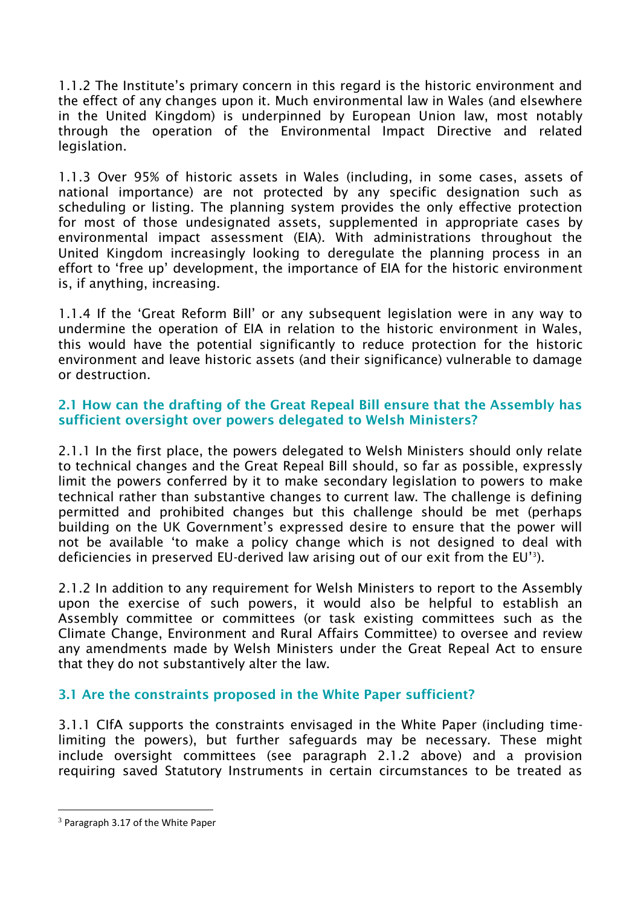1.1.2 The Institute's primary concern in this regard is the historic environment and the effect of any changes upon it. Much environmental law in Wales (and elsewhere in the United Kingdom) is underpinned by European Union law, most notably through the operation of the Environmental Impact Directive and related legislation.

1.1.3 Over 95% of historic assets in Wales (including, in some cases, assets of national importance) are not protected by any specific designation such as scheduling or listing. The planning system provides the only effective protection for most of those undesignated assets, supplemented in appropriate cases by environmental impact assessment (EIA). With administrations throughout the United Kingdom increasingly looking to deregulate the planning process in an effort to 'free up' development, the importance of EIA for the historic environment is, if anything, increasing.

1.1.4 If the 'Great Reform Bill' or any subsequent legislation were in any way to undermine the operation of EIA in relation to the historic environment in Wales, this would have the potential significantly to reduce protection for the historic environment and leave historic assets (and their significance) vulnerable to damage or destruction.

### 2.1 How can the drafting of the Great Repeal Bill ensure that the Assembly has sufficient oversight over powers delegated to Welsh Ministers?

2.1.1 In the first place, the powers delegated to Welsh Ministers should only relate to technical changes and the Great Repeal Bill should, so far as possible, expressly limit the powers conferred by it to make secondary legislation to powers to make technical rather than substantive changes to current law. The challenge is defining permitted and prohibited changes but this challenge should be met (perhaps building on the UK Government's expressed desire to ensure that the power will not be available 'to make a policy change which is not designed to deal with deficiencies in preserved EU-derived law arising out of our exit from the EU'[3]).

2.1.2 In addition to any requirement for Welsh Ministers to report to the Assembly upon the exercise of such powers, it would also be helpful to establish an Assembly committee or committees (or task existing committees such as the Climate Change, Environment and Rural Affairs Committee) to oversee and review any amendments made by Welsh Ministers under the Great Repeal Act to ensure that they do not substantively alter the law.

### 3.1 Are the constraints proposed in the White Paper sufficient?

3.1.1 CIfA supports the constraints envisaged in the White Paper (including time-limiting the powers), but further safeguards may be necessary. These might include oversight committees (see paragraph 2.1.2 above) and a provision requiring saved Statutory Instruments in certain circumstances to be treated as

[3] Paragraph 3.17 of the White Paper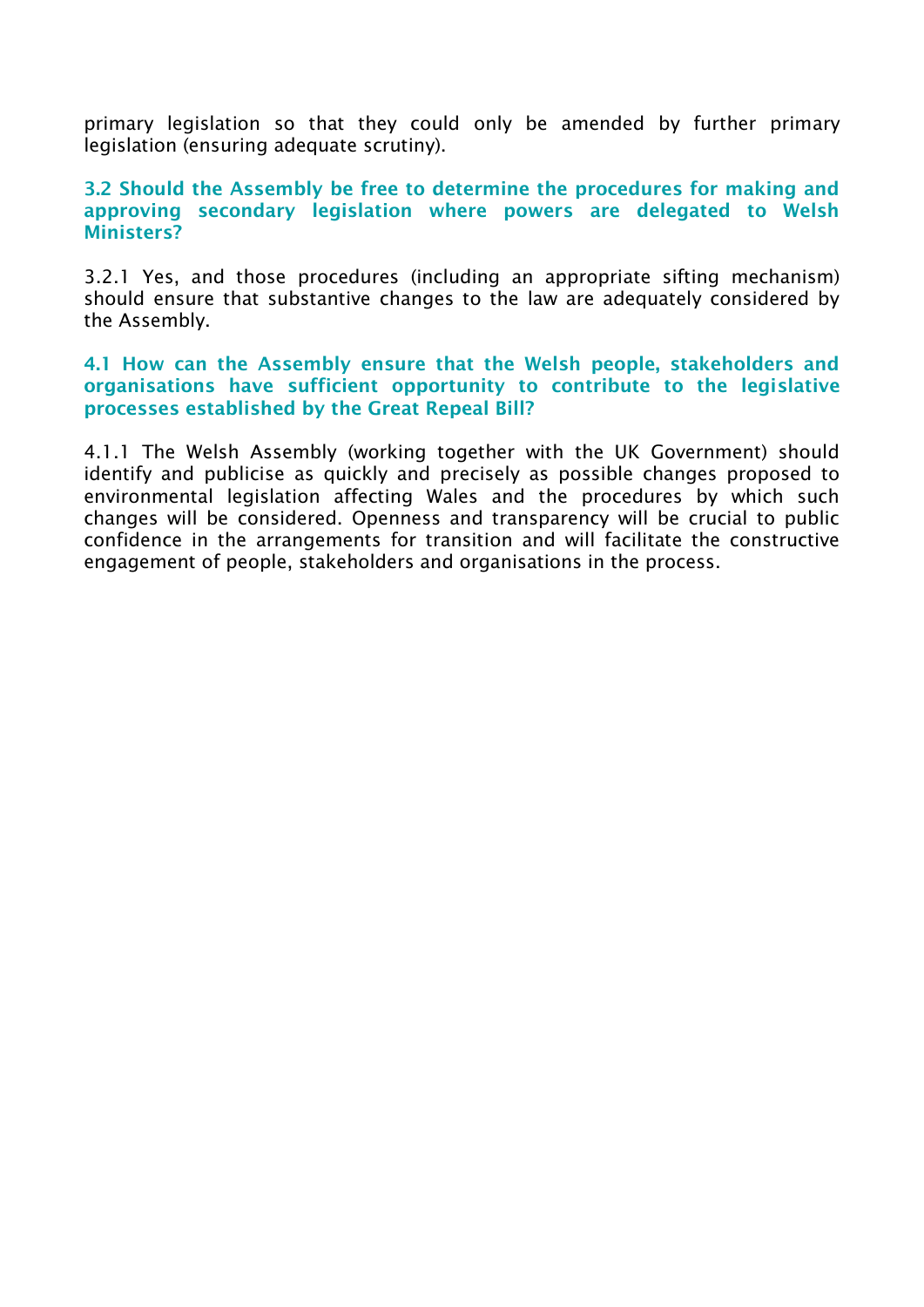primary legislation so that they could only be amended by further primary legislation (ensuring adequate scrutiny).

### 3.2 Should the Assembly be free to determine the procedures for making and approving secondary legislation where powers are delegated to Welsh Ministers?

3.2.1 Yes, and those procedures (including an appropriate sifting mechanism) should ensure that substantive changes to the law are adequately considered by the Assembly.

### 4.1 How can the Assembly ensure that the Welsh people, stakeholders and organisations have sufficient opportunity to contribute to the legislative processes established by the Great Repeal Bill?

4.1.1 The Welsh Assembly (working together with the UK Government) should identify and publicise as quickly and precisely as possible changes proposed to environmental legislation affecting Wales and the procedures by which such changes will be considered. Openness and transparency will be crucial to public confidence in the arrangements for transition and will facilitate the constructive engagement of people, stakeholders and organisations in the process.